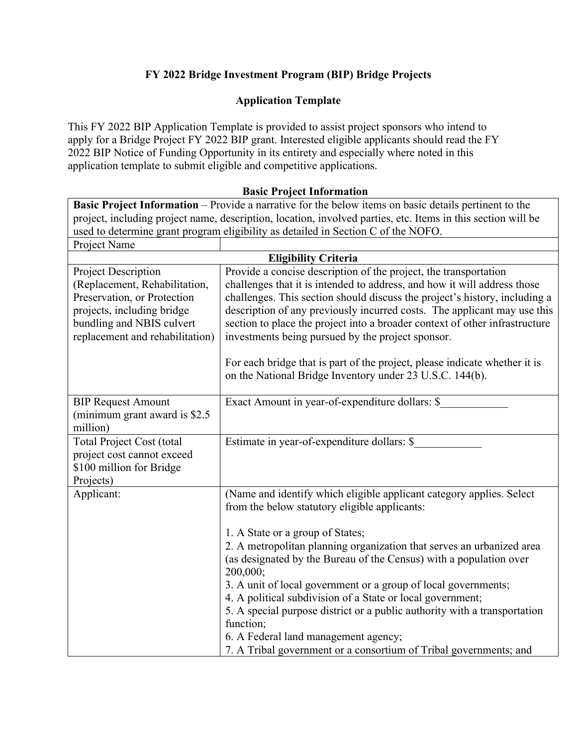# FY 2022 Bridge Investment Program (BIP) Bridge Projects

## Application Template

This FY 2022 BIP Application Template is provided to assist project sponsors who intend to apply for a Bridge Project FY 2022 BIP grant. Interested eligible applicants should read the FY 2022 BIP Notice of Funding Opportunity in its entirety and especially where noted in this application template to submit eligible and competitive applications.

### Basic Project Information

| **Basic Project Information** – Provide a narrative for the below items on basic details pertinent to the project, including project name, description, location, involved parties, etc. Items in this section will be used to determine grant program eligibility as detailed in Section C of the NOFO. | |
|---|---|
| Project Name | |
| **Eligibility Criteria** | |
| Project Description (Replacement, Rehabilitation, Preservation, or Protection projects, including bridge bundling and NBIS culvert replacement and rehabilitation) | Provide a concise description of the project, the transportation challenges that it is intended to address, and how it will address those challenges. This section should discuss the project's history, including a description of any previously incurred costs. The applicant may use this section to place the project into a broader context of other infrastructure investments being pursued by the project sponsor.<br><br>For each bridge that is part of the project, please indicate whether it is on the National Bridge Inventory under 23 U.S.C. 144(b). |
| BIP Request Amount (minimum grant award is $2.5 million) | Exact Amount in year-of-expenditure dollars: $____________ |
| Total Project Cost (total project cost cannot exceed $100 million for Bridge Projects) | Estimate in year-of-expenditure dollars: $____________ |
| Applicant: | (Name and identify which eligible applicant category applies. Select from the below statutory eligible applicants:<br><br>1. A State or a group of States;<br>2. A metropolitan planning organization that serves an urbanized area (as designated by the Bureau of the Census) with a population over 200,000;<br>3. A unit of local government or a group of local governments;<br>4. A political subdivision of a State or local government;<br>5. A special purpose district or a public authority with a transportation function;<br>6. A Federal land management agency;<br>7. A Tribal government or a consortium of Tribal governments; and |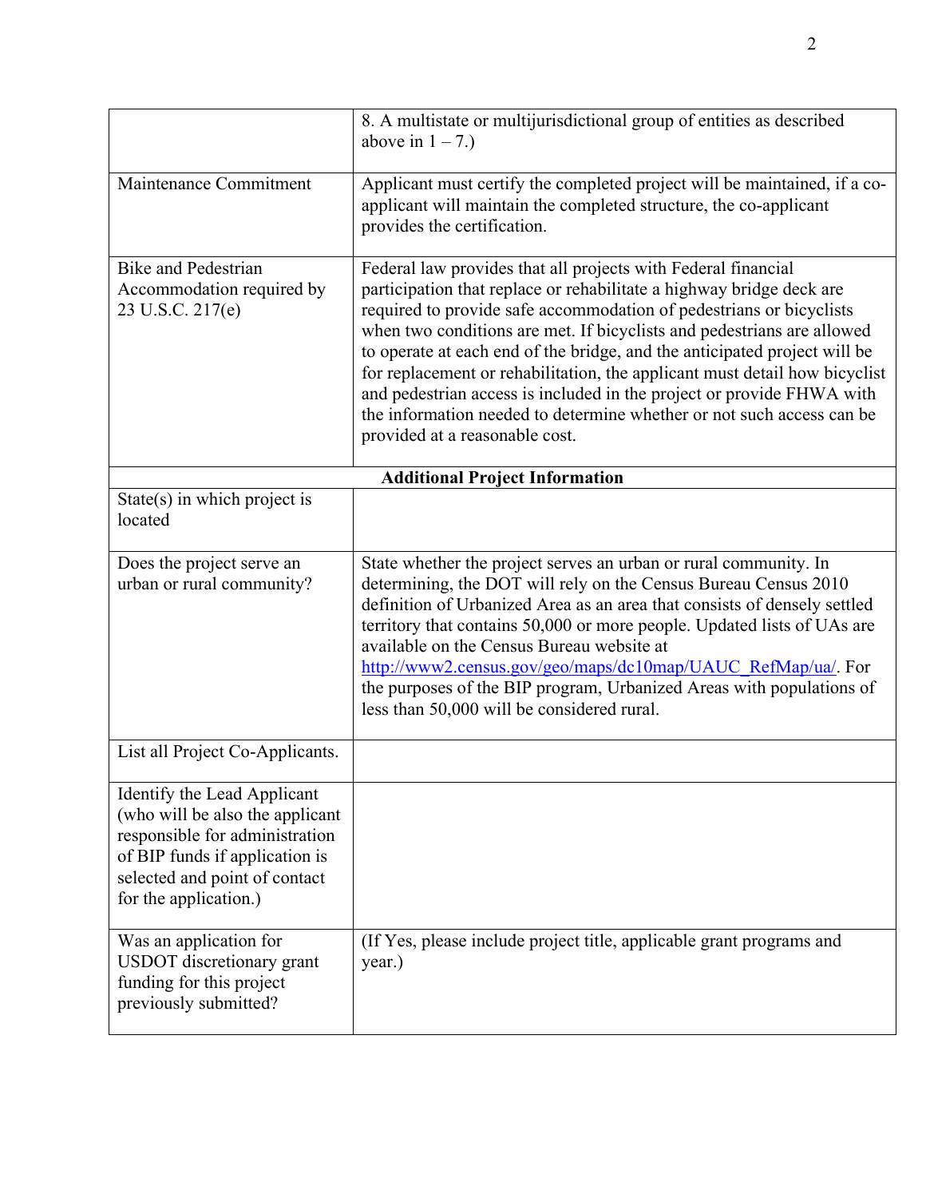|  |  |
|---|---|
|  | 8. A multistate or multijurisdictional group of entities as described above in 1 – 7.) |
| Maintenance Commitment | Applicant must certify the completed project will be maintained, if a co-applicant will maintain the completed structure, the co-applicant provides the certification. |
| Bike and Pedestrian Accommodation required by 23 U.S.C. 217(e) | Federal law provides that all projects with Federal financial participation that replace or rehabilitate a highway bridge deck are required to provide safe accommodation of pedestrians or bicyclists when two conditions are met. If bicyclists and pedestrians are allowed to operate at each end of the bridge, and the anticipated project will be for replacement or rehabilitation, the applicant must detail how bicyclist and pedestrian access is included in the project or provide FHWA with the information needed to determine whether or not such access can be provided at a reasonable cost. |
| **Additional Project Information** |  |
| State(s) in which project is located |  |
| Does the project serve an urban or rural community? | State whether the project serves an urban or rural community. In determining, the DOT will rely on the Census Bureau Census 2010 definition of Urbanized Area as an area that consists of densely settled territory that contains 50,000 or more people. Updated lists of UAs are available on the Census Bureau website at [http://www2.census.gov/geo/maps/dc10map/UAUC_RefMap/ua/](http://www2.census.gov/geo/maps/dc10map/UAUC_RefMap/ua/). For the purposes of the BIP program, Urbanized Areas with populations of less than 50,000 will be considered rural. |
| List all Project Co-Applicants. |  |
| Identify the Lead Applicant (who will be also the applicant responsible for administration of BIP funds if application is selected and point of contact for the application.) |  |
| Was an application for USDOT discretionary grant funding for this project previously submitted? | (If Yes, please include project title, applicable grant programs and year.) |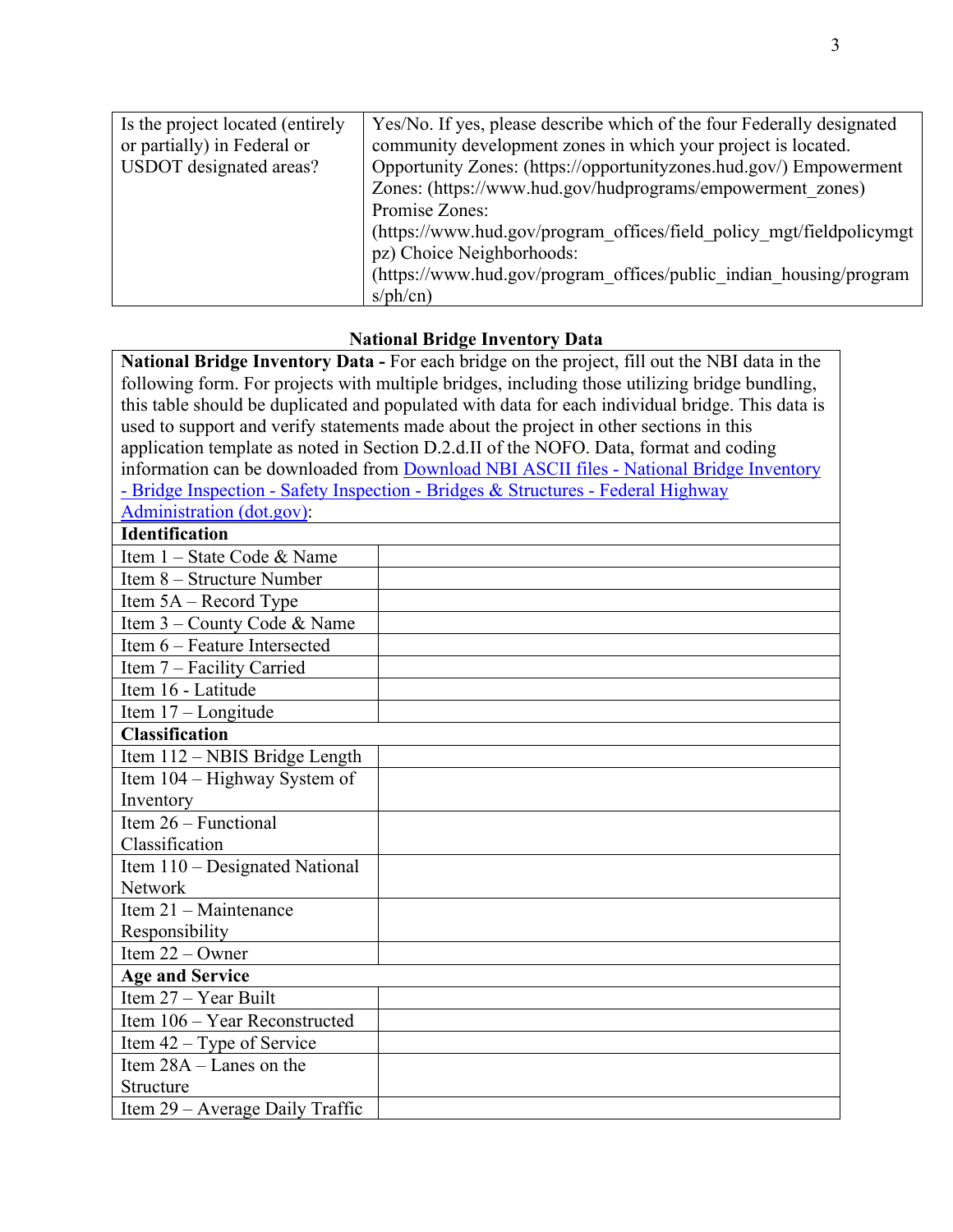| Is the project located (entirely or partially) in Federal or USDOT designated areas? | Yes/No. If yes, please describe which of the four Federally designated community development zones in which your project is located. Opportunity Zones: (https://opportunityzones.hud.gov/) Empowerment Zones: (https://www.hud.gov/hudprograms/empowerment_zones) Promise Zones: (https://www.hud.gov/program_offices/field_policy_mgt/fieldpolicymgtpz) Choice Neighborhoods: (https://www.hud.gov/program_offices/public_indian_housing/programs/ph/cn) |
|---|---|

## National Bridge Inventory Data

**National Bridge Inventory Data -** For each bridge on the project, fill out the NBI data in the following form. For projects with multiple bridges, including those utilizing bridge bundling, this table should be duplicated and populated with data for each individual bridge. This data is used to support and verify statements made about the project in other sections in this application template as noted in Section D.2.d.II of the NOFO. Data, format and coding information can be downloaded from [Download NBI ASCII files - National Bridge Inventory - Bridge Inspection - Safety Inspection - Bridges & Structures - Federal Highway Administration (dot.gov)](https://www.fhwa.dot.gov):

| **Identification** | |
|---|---|
| Item 1 – State Code & Name | |
| Item 8 – Structure Number | |
| Item 5A – Record Type | |
| Item 3 – County Code & Name | |
| Item 6 – Feature Intersected | |
| Item 7 – Facility Carried | |
| Item 16 - Latitude | |
| Item 17 – Longitude | |
| **Classification** | |
| Item 112 – NBIS Bridge Length | |
| Item 104 – Highway System of Inventory | |
| Item 26 – Functional Classification | |
| Item 110 – Designated National Network | |
| Item 21 – Maintenance Responsibility | |
| Item 22 – Owner | |
| **Age and Service** | |
| Item 27 – Year Built | |
| Item 106 – Year Reconstructed | |
| Item 42 – Type of Service | |
| Item 28A – Lanes on the Structure | |
| Item 29 – Average Daily Traffic | |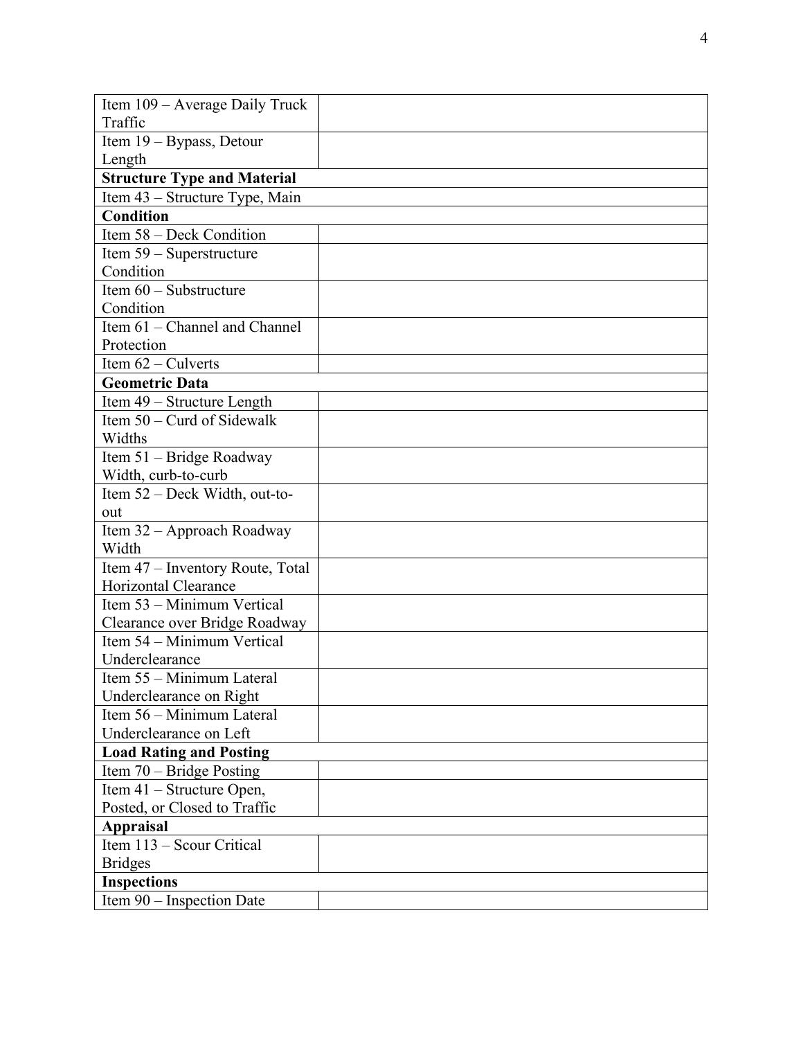| | |
|---|---|
| Item 109 – Average Daily Truck Traffic | |
| Item 19 – Bypass, Detour Length | |
| **Structure Type and Material** | |
| Item 43 – Structure Type, Main | |
| **Condition** | |
| Item 58 – Deck Condition | |
| Item 59 – Superstructure Condition | |
| Item 60 – Substructure Condition | |
| Item 61 – Channel and Channel Protection | |
| Item 62 – Culverts | |
| **Geometric Data** | |
| Item 49 – Structure Length | |
| Item 50 – Curd of Sidewalk Widths | |
| Item 51 – Bridge Roadway Width, curb-to-curb | |
| Item 52 – Deck Width, out-to-out | |
| Item 32 – Approach Roadway Width | |
| Item 47 – Inventory Route, Total Horizontal Clearance | |
| Item 53 – Minimum Vertical Clearance over Bridge Roadway | |
| Item 54 – Minimum Vertical Underclearance | |
| Item 55 – Minimum Lateral Underclearance on Right | |
| Item 56 – Minimum Lateral Underclearance on Left | |
| **Load Rating and Posting** | |
| Item 70 – Bridge Posting | |
| Item 41 – Structure Open, Posted, or Closed to Traffic | |
| **Appraisal** | |
| Item 113 – Scour Critical Bridges | |
| **Inspections** | |
| Item 90 – Inspection Date | |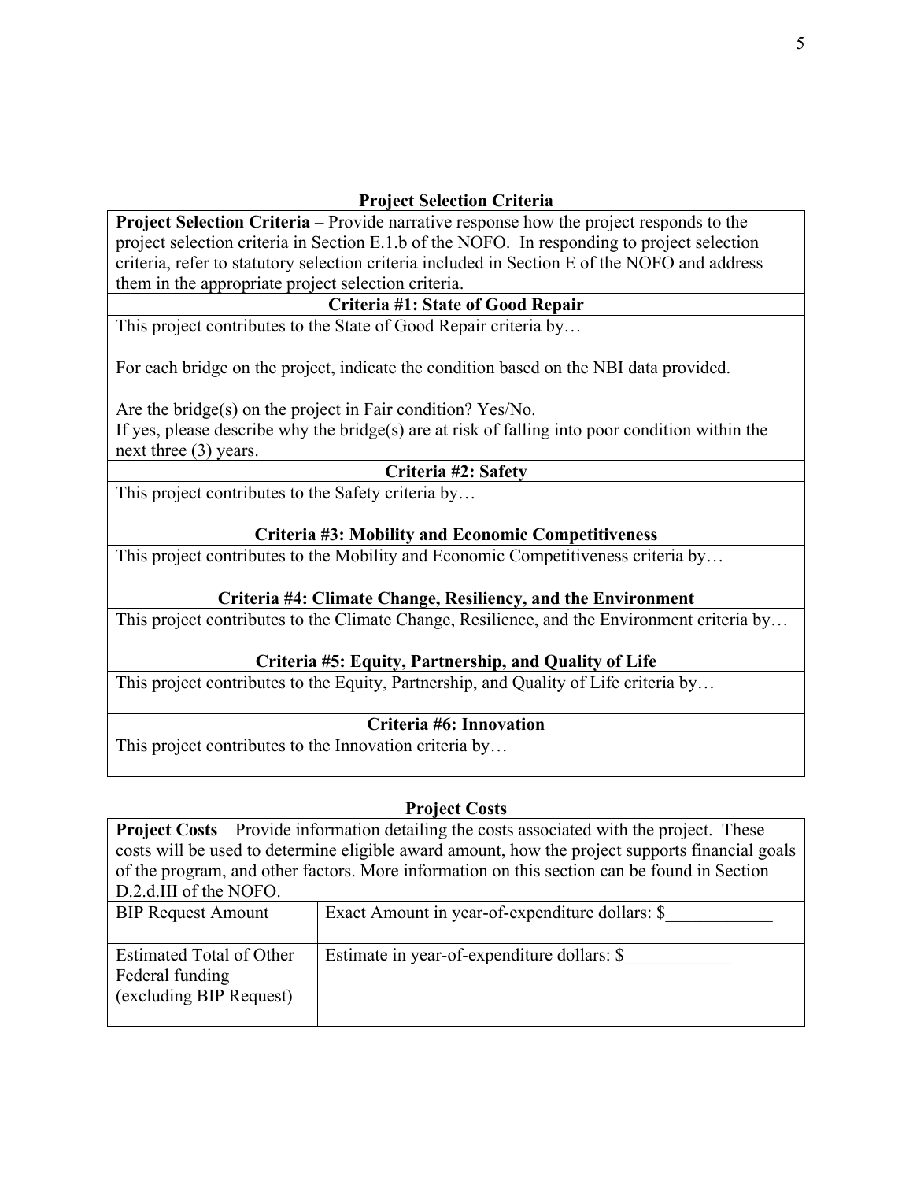### Project Selection Criteria

| **Project Selection Criteria** – Provide narrative response how the project responds to the project selection criteria in Section E.1.b of the NOFO. In responding to project selection criteria, refer to statutory selection criteria included in Section E of the NOFO and address them in the appropriate project selection criteria. |
|---|
| **Criteria #1: State of Good Repair** |
| This project contributes to the State of Good Repair criteria by… |
| For each bridge on the project, indicate the condition based on the NBI data provided.<br><br>Are the bridge(s) on the project in Fair condition? Yes/No.<br>If yes, please describe why the bridge(s) are at risk of falling into poor condition within the next three (3) years. |
| **Criteria #2: Safety** |
| This project contributes to the Safety criteria by… |
| **Criteria #3: Mobility and Economic Competitiveness** |
| This project contributes to the Mobility and Economic Competitiveness criteria by… |
| **Criteria #4: Climate Change, Resiliency, and the Environment** |
| This project contributes to the Climate Change, Resilience, and the Environment criteria by… |
| **Criteria #5: Equity, Partnership, and Quality of Life** |
| This project contributes to the Equity, Partnership, and Quality of Life criteria by… |
| **Criteria #6: Innovation** |
| This project contributes to the Innovation criteria by… |

### Project Costs

| **Project Costs** – Provide information detailing the costs associated with the project. These costs will be used to determine eligible award amount, how the project supports financial goals of the program, and other factors. More information on this section can be found in Section D.2.d.III of the NOFO. | |
|---|---|
| BIP Request Amount | Exact Amount in year-of-expenditure dollars: $____________ |
| Estimated Total of Other Federal funding (excluding BIP Request) | Estimate in year-of-expenditure dollars: $____________ |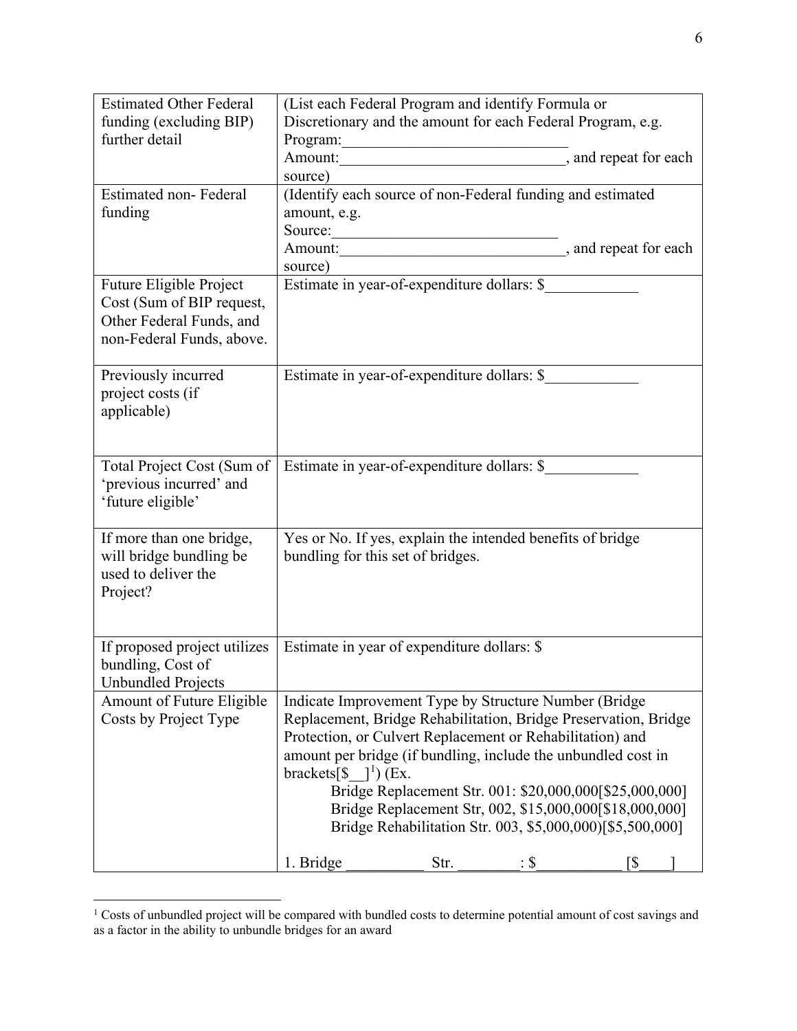| | |
|---|---|
| Estimated Other Federal funding (excluding BIP) further detail | (List each Federal Program and identify Formula or Discretionary and the amount for each Federal Program, e.g. Program:\_\_\_\_\_\_\_\_\_\_\_\_\_\_\_\_\_\_\_\_\_\_\_\_\_\_\_\_ Amount:\_\_\_\_\_\_\_\_\_\_\_\_\_\_\_\_\_\_\_\_\_\_\_\_\_\_\_\_\_, and repeat for each source) |
| Estimated non- Federal funding | (Identify each source of non-Federal funding and estimated amount, e.g. Source:\_\_\_\_\_\_\_\_\_\_\_\_\_\_\_\_\_\_\_\_\_\_\_\_\_\_\_\_ Amount:\_\_\_\_\_\_\_\_\_\_\_\_\_\_\_\_\_\_\_\_\_\_\_\_\_\_\_\_\_, and repeat for each source) |
| Future Eligible Project Cost (Sum of BIP request, Other Federal Funds, and non-Federal Funds, above. | Estimate in year-of-expenditure dollars: $\_\_\_\_\_\_\_\_\_\_\_\_ |
| Previously incurred project costs (if applicable) | Estimate in year-of-expenditure dollars: $\_\_\_\_\_\_\_\_\_\_\_\_ |
| Total Project Cost (Sum of 'previous incurred' and 'future eligible' | Estimate in year-of-expenditure dollars: $\_\_\_\_\_\_\_\_\_\_\_\_ |
| If more than one bridge, will bridge bundling be used to deliver the Project? | Yes or No. If yes, explain the intended benefits of bridge bundling for this set of bridges. |
| If proposed project utilizes bundling, Cost of Unbundled Projects | Estimate in year of expenditure dollars: $ |
| Amount of Future Eligible Costs by Project Type | Indicate Improvement Type by Structure Number (Bridge Replacement, Bridge Rehabilitation, Bridge Preservation, Bridge Protection, or Culvert Replacement or Rehabilitation) and amount per bridge (if bundling, include the unbundled cost in brackets[$\_\_][1]) (Ex. <br>Bridge Replacement Str. 001: $20,000,000[$25,000,000] <br>Bridge Replacement Str, 002, $15,000,000[$18,000,000] <br>Bridge Rehabilitation Str. 003, $5,000,000)[$5,500,000] <br><br>1. Bridge \_\_\_\_\_\_\_\_\_\_ Str. \_\_\_\_\_\_\_\_: $\_\_\_\_\_\_\_\_\_\_\_ [$\_\_\_\_] |

[1] Costs of unbundled project will be compared with bundled costs to determine potential amount of cost savings and as a factor in the ability to unbundle bridges for an award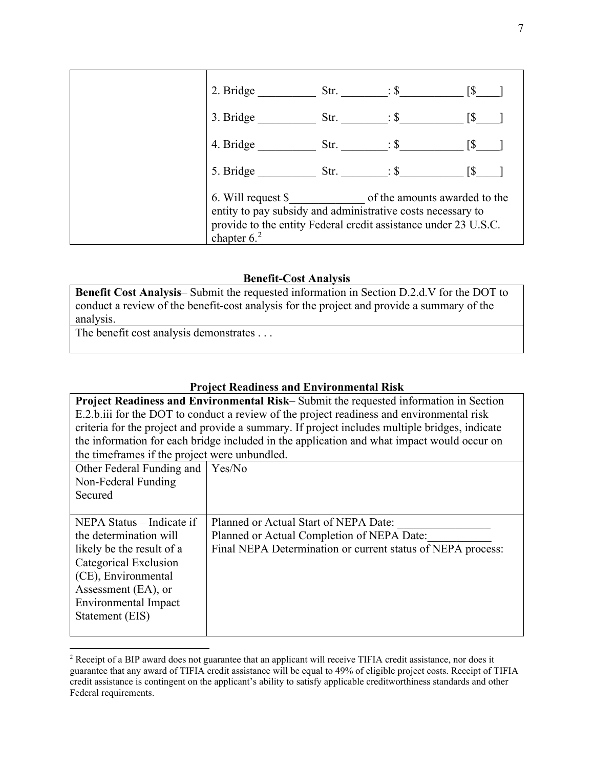| | |
|---|---|
| | 2. Bridge __________ Str. ________: $___________ [$____] |
| | 3. Bridge __________ Str. ________: $___________ [$____] |
| | 4. Bridge __________ Str. ________: $___________ [$____] |
| | 5. Bridge __________ Str. ________: $___________ [$____] |
| | 6. Will request $_____________ of the amounts awarded to the entity to pay subsidy and administrative costs necessary to provide to the entity Federal credit assistance under 23 U.S.C. chapter 6.[2] |

### Benefit-Cost Analysis

| |
|---|
| **Benefit Cost Analysis**– Submit the requested information in Section D.2.d.V for the DOT to conduct a review of the benefit-cost analysis for the project and provide a summary of the analysis. |
| The benefit cost analysis demonstrates . . . |

### Project Readiness and Environmental Risk

| | |
|---|---|
| **Project Readiness and Environmental Risk**– Submit the requested information in Section E.2.b.iii for the DOT to conduct a review of the project readiness and environmental risk criteria for the project and provide a summary. If project includes multiple bridges, indicate the information for each bridge included in the application and what impact would occur on the timeframes if the project were unbundled. | |
| Other Federal Funding and Non-Federal Funding Secured | Yes/No |
| NEPA Status – Indicate if the determination will likely be the result of a Categorical Exclusion (CE), Environmental Assessment (EA), or Environmental Impact Statement (EIS) | Planned or Actual Start of NEPA Date: ________________<br>Planned or Actual Completion of NEPA Date:___________<br>Final NEPA Determination or current status of NEPA process: |

[2] Receipt of a BIP award does not guarantee that an applicant will receive TIFIA credit assistance, nor does it guarantee that any award of TIFIA credit assistance will be equal to 49% of eligible project costs. Receipt of TIFIA credit assistance is contingent on the applicant's ability to satisfy applicable creditworthiness standards and other Federal requirements.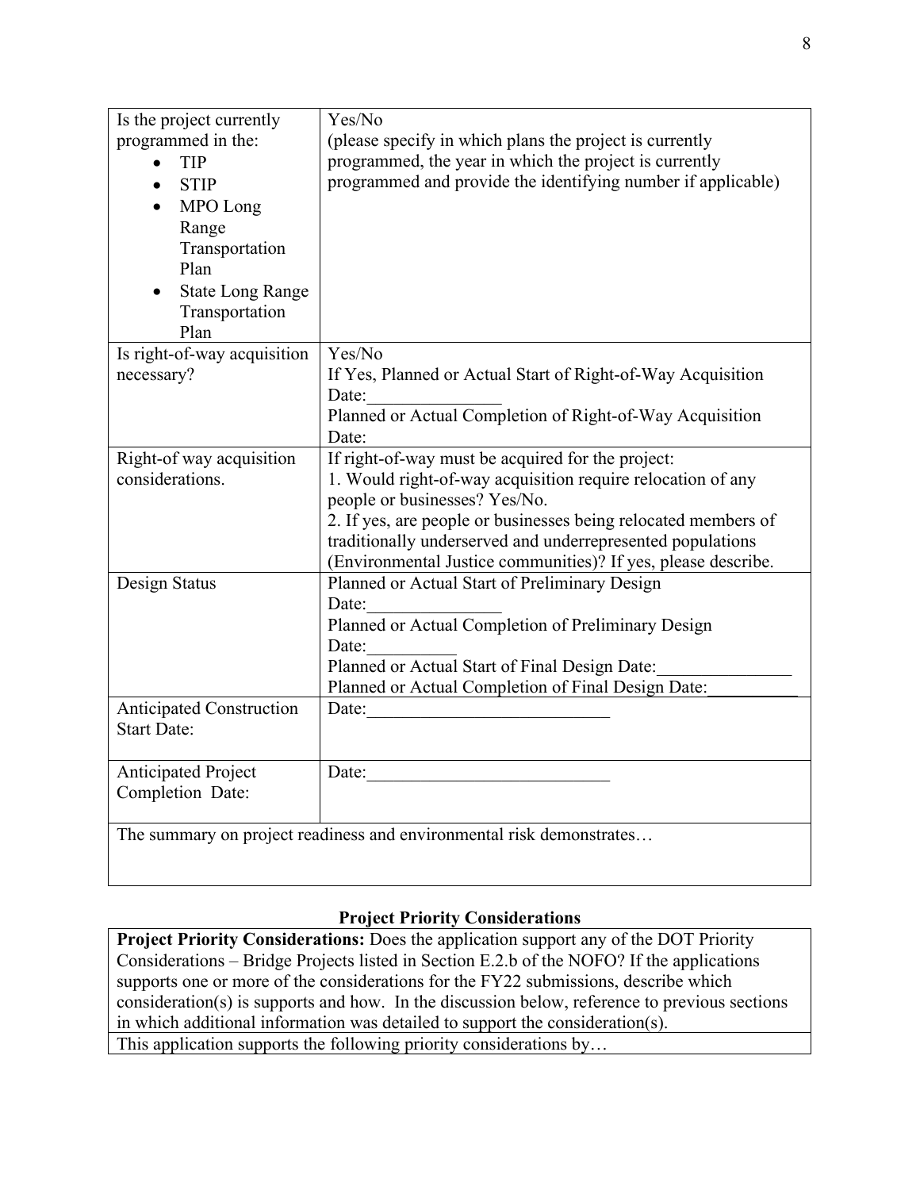| | |
|---|---|
| Is the project currently programmed in the:<br>• TIP<br>• STIP<br>• MPO Long Range Transportation Plan<br>• State Long Range Transportation Plan | Yes/No<br>(please specify in which plans the project is currently programmed, the year in which the project is currently programmed and provide the identifying number if applicable) |
| Is right-of-way acquisition necessary? | Yes/No<br>If Yes, Planned or Actual Start of Right-of-Way Acquisition Date:_______________<br>Planned or Actual Completion of Right-of-Way Acquisition Date: |
| Right-of way acquisition considerations. | If right-of-way must be acquired for the project:<br>1. Would right-of-way acquisition require relocation of any people or businesses? Yes/No.<br>2. If yes, are people or businesses being relocated members of traditionally underserved and underrepresented populations (Environmental Justice communities)? If yes, please describe. |
| Design Status | Planned or Actual Start of Preliminary Design Date:_______________<br>Planned or Actual Completion of Preliminary Design Date:__________<br>Planned or Actual Start of Final Design Date:_______________<br>Planned or Actual Completion of Final Design Date:__________ |
| Anticipated Construction Start Date: | Date:___________________________ |
| Anticipated Project Completion Date: | Date:___________________________ |
| The summary on project readiness and environmental risk demonstrates… | |

### Project Priority Considerations

| |
|---|
| **Project Priority Considerations:** Does the application support any of the DOT Priority Considerations – Bridge Projects listed in Section E.2.b of the NOFO? If the applications supports one or more of the considerations for the FY22 submissions, describe which consideration(s) is supports and how. In the discussion below, reference to previous sections in which additional information was detailed to support the consideration(s). |
| This application supports the following priority considerations by… |